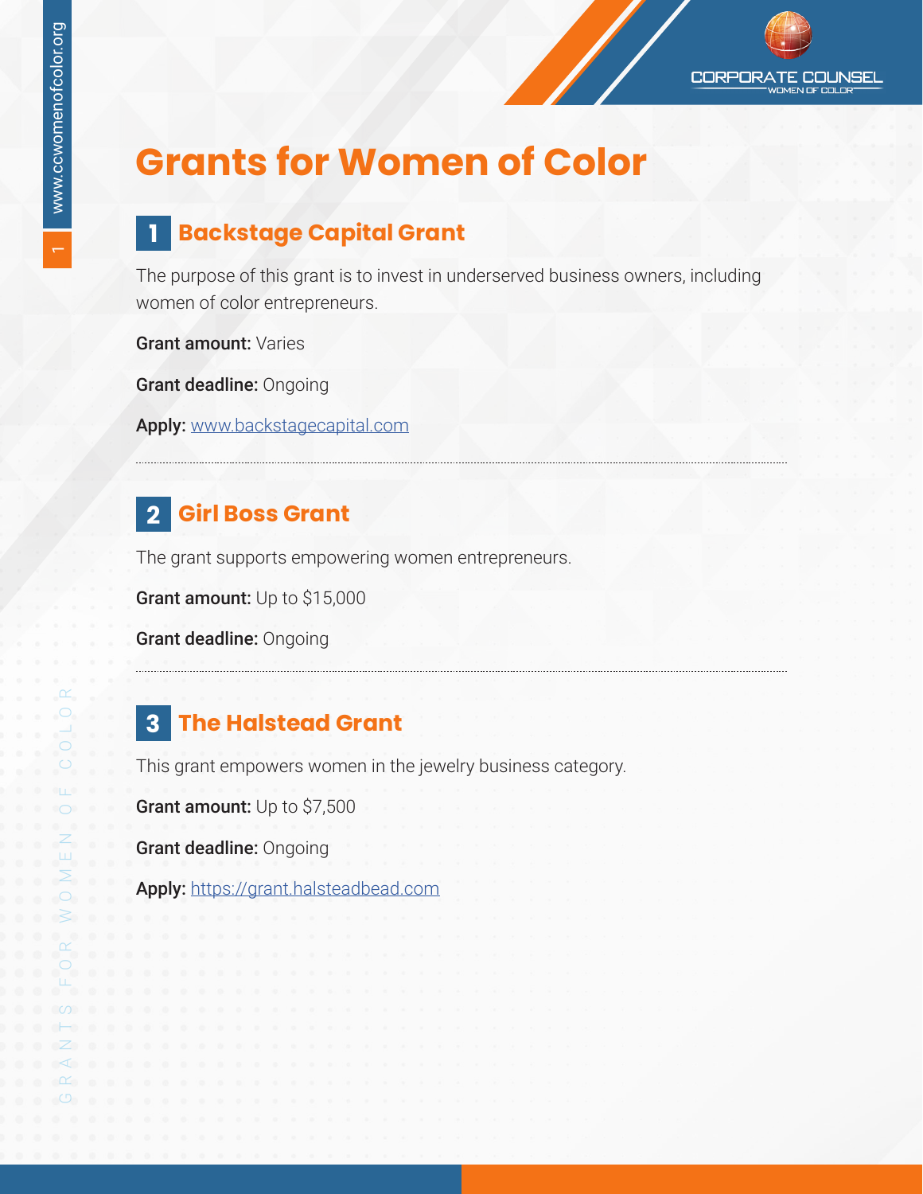# Grants for Women of Color

## 1 Backstage Capital Grant

The purpose of this grant is to invest in underserved business owners, including women of color entrepreneurs.

**Grant amount:** Varies

**Grant deadline:** Ongoing

**Apply:** www.backstagecapital.com

## 2 Girl Boss Grant

The grant supports empowering women entrepreneurs.

**Grant amount:** Up to $15,000

**Grant deadline:** Ongoing

## 3 The Halstead Grant

This grant empowers women in the jewelry business category.

**Grant amount:** Up to $7,500

**Grant deadline:** Ongoing

**Apply:** https://grant.halsteadbead.com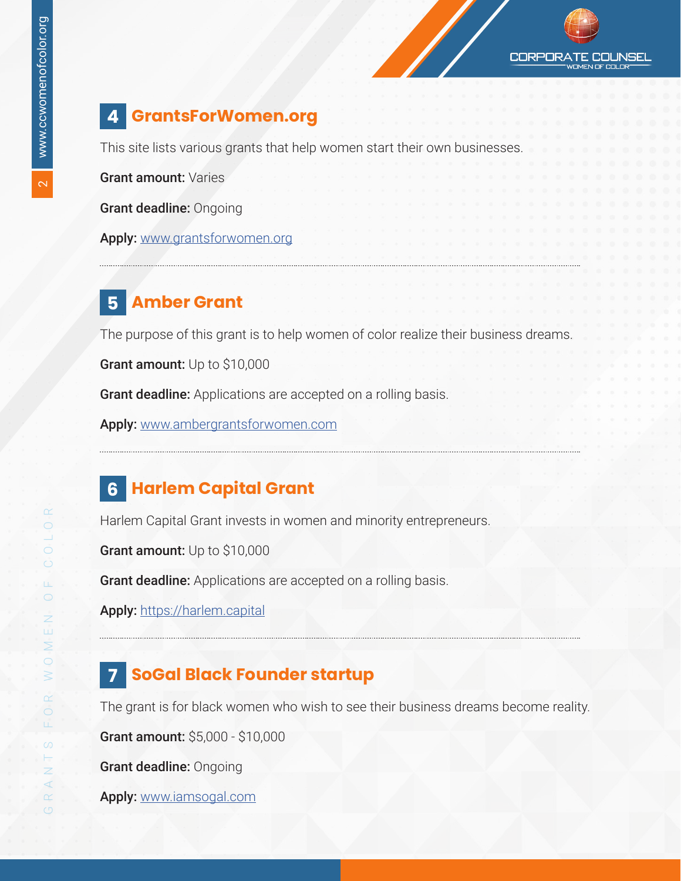## 4 GrantsForWomen.org

This site lists various grants that help women start their own businesses.

**Grant amount:** Varies

**Grant deadline:** Ongoing

**Apply:** www.grantsforwomen.org

## 5 Amber Grant

The purpose of this grant is to help women of color realize their business dreams.

**Grant amount:** Up to $10,000

**Grant deadline:** Applications are accepted on a rolling basis.

**Apply:** www.ambergrantsforwomen.com

## 6 Harlem Capital Grant

Harlem Capital Grant invests in women and minority entrepreneurs.

**Grant amount:** Up to $10,000

**Grant deadline:** Applications are accepted on a rolling basis.

**Apply:** https://harlem.capital

## 7 SoGal Black Founder startup

The grant is for black women who wish to see their business dreams become reality.

**Grant amount:** $5,000 - $10,000

**Grant deadline:** Ongoing

**Apply:** www.iamsogal.com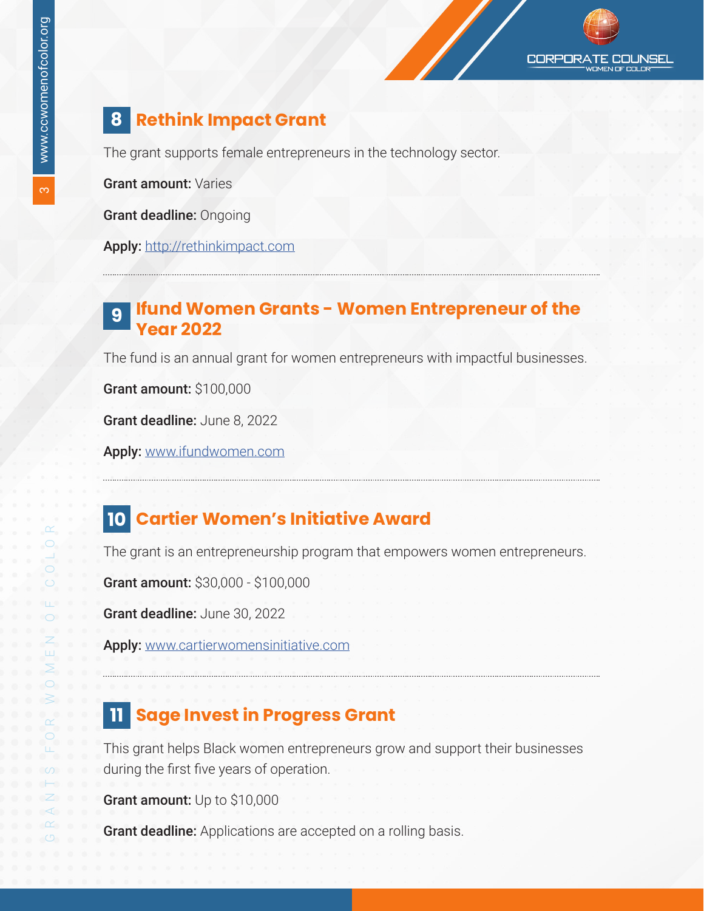## 8 Rethink Impact Grant

The grant supports female entrepreneurs in the technology sector.

**Grant amount:** Varies

**Grant deadline:** Ongoing

**Apply:** http://rethinkimpact.com

## 9 Ifund Women Grants - Women Entrepreneur of the Year 2022

The fund is an annual grant for women entrepreneurs with impactful businesses.

**Grant amount:** $100,000

**Grant deadline:** June 8, 2022

**Apply:** www.ifundwomen.com

## 10 Cartier Women's Initiative Award

The grant is an entrepreneurship program that empowers women entrepreneurs.

**Grant amount:** $30,000 - $100,000

**Grant deadline:** June 30, 2022

**Apply:** www.cartierwomensinitiative.com

## 11 Sage Invest in Progress Grant

This grant helps Black women entrepreneurs grow and support their businesses during the first five years of operation.

**Grant amount:** Up to $10,000

**Grant deadline:** Applications are accepted on a rolling basis.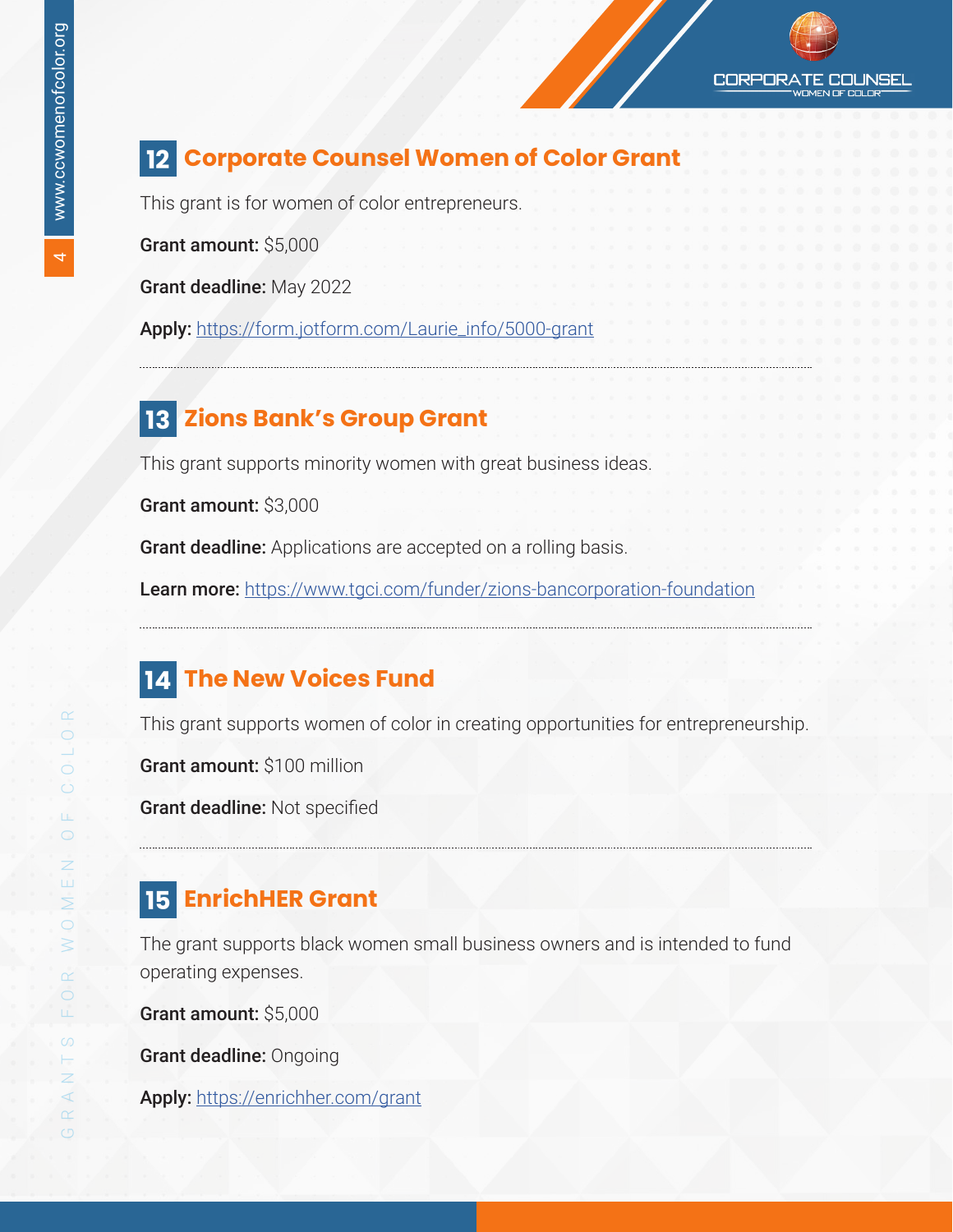## 12 Corporate Counsel Women of Color Grant

This grant is for women of color entrepreneurs.

**Grant amount:** $5,000

**Grant deadline:** May 2022

**Apply:** https://form.jotform.com/Laurie_info/5000-grant

---

## 13 Zions Bank's Group Grant

This grant supports minority women with great business ideas.

**Grant amount:** $3,000

**Grant deadline:** Applications are accepted on a rolling basis.

**Learn more:** https://www.tgci.com/funder/zions-bancorporation-foundation

---

## 14 The New Voices Fund

This grant supports women of color in creating opportunities for entrepreneurship.

**Grant amount:** $100 million

**Grant deadline:** Not specified

---

## 15 EnrichHER Grant

The grant supports black women small business owners and is intended to fund operating expenses.

**Grant amount:** $5,000

**Grant deadline:** Ongoing

**Apply:** https://enrichher.com/grant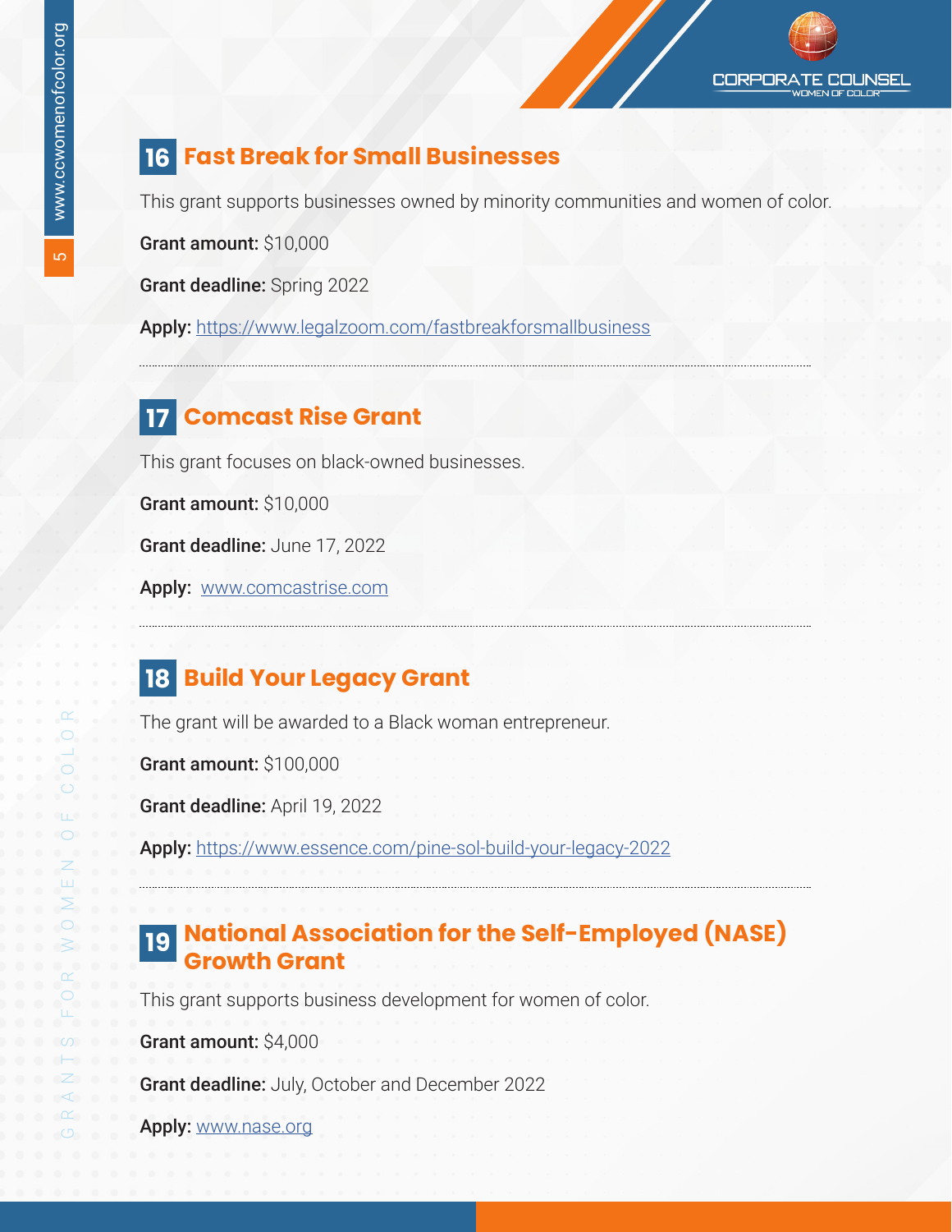## 16 Fast Break for Small Businesses

This grant supports businesses owned by minority communities and women of color.

**Grant amount:** $10,000

**Grant deadline:** Spring 2022

**Apply:** https://www.legalzoom.com/fastbreakforsmallbusiness

---

## 17 Comcast Rise Grant

This grant focuses on black-owned businesses.

**Grant amount:** $10,000

**Grant deadline:** June 17, 2022

**Apply:** www.comcastrise.com

---

## 18 Build Your Legacy Grant

The grant will be awarded to a Black woman entrepreneur.

**Grant amount:** $100,000

**Grant deadline:** April 19, 2022

**Apply:** https://www.essence.com/pine-sol-build-your-legacy-2022

---

## 19 National Association for the Self-Employed (NASE) Growth Grant

This grant supports business development for women of color.

**Grant amount:** $4,000

**Grant deadline:** July, October and December 2022

**Apply:** www.nase.org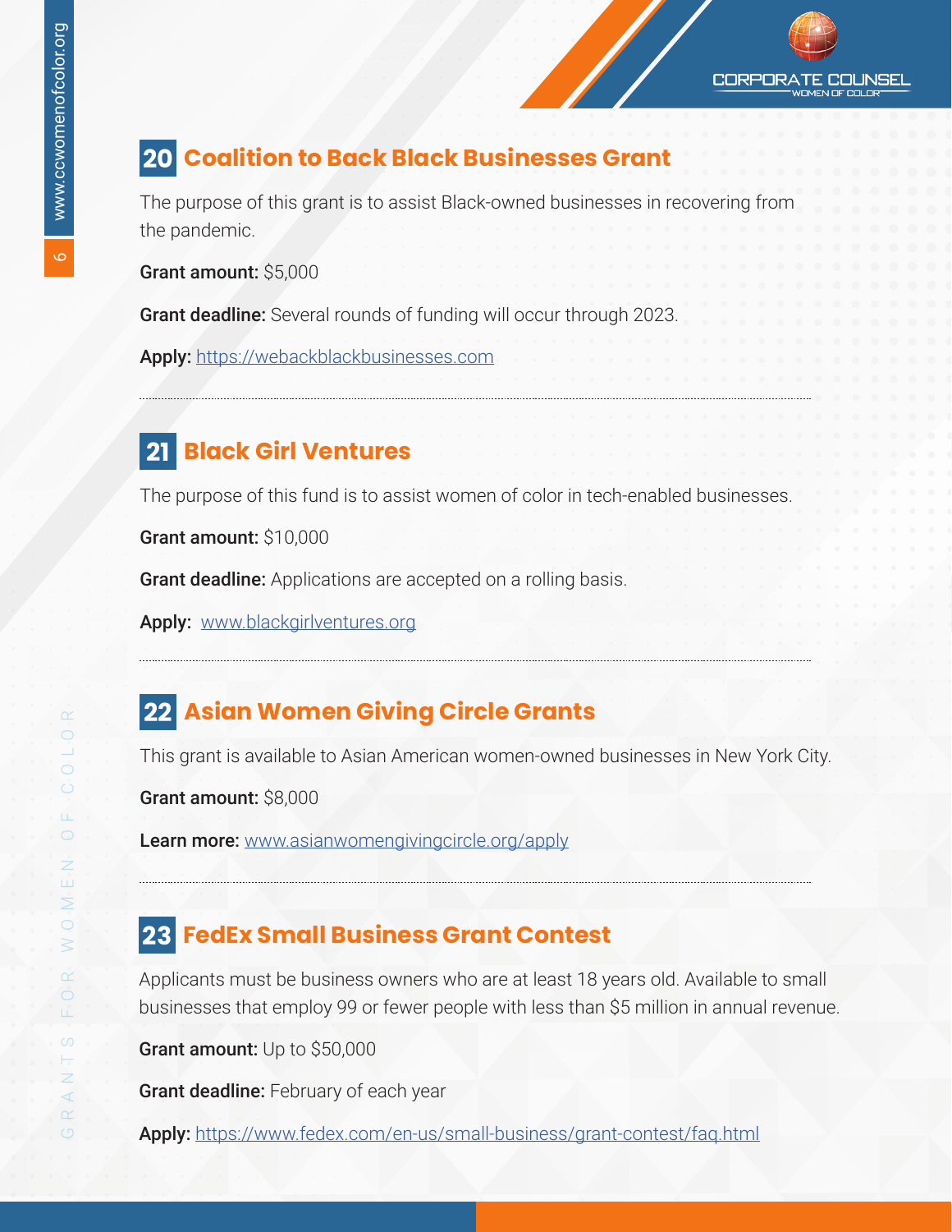## 20 Coalition to Back Black Businesses Grant

The purpose of this grant is to assist Black-owned businesses in recovering from the pandemic.

**Grant amount:** $5,000

**Grant deadline:** Several rounds of funding will occur through 2023.

**Apply:** https://webackblackbusinesses.com

---

## 21 Black Girl Ventures

The purpose of this fund is to assist women of color in tech-enabled businesses.

**Grant amount:** $10,000

**Grant deadline:** Applications are accepted on a rolling basis.

**Apply:** www.blackgirlventures.org

---

## 22 Asian Women Giving Circle Grants

This grant is available to Asian American women-owned businesses in New York City.

**Grant amount:** $8,000

**Learn more:** www.asianwomengivingcircle.org/apply

---

## 23 FedEx Small Business Grant Contest

Applicants must be business owners who are at least 18 years old. Available to small businesses that employ 99 or fewer people with less than $5 million in annual revenue.

**Grant amount:** Up to $50,000

**Grant deadline:** February of each year

**Apply:** https://www.fedex.com/en-us/small-business/grant-contest/faq.html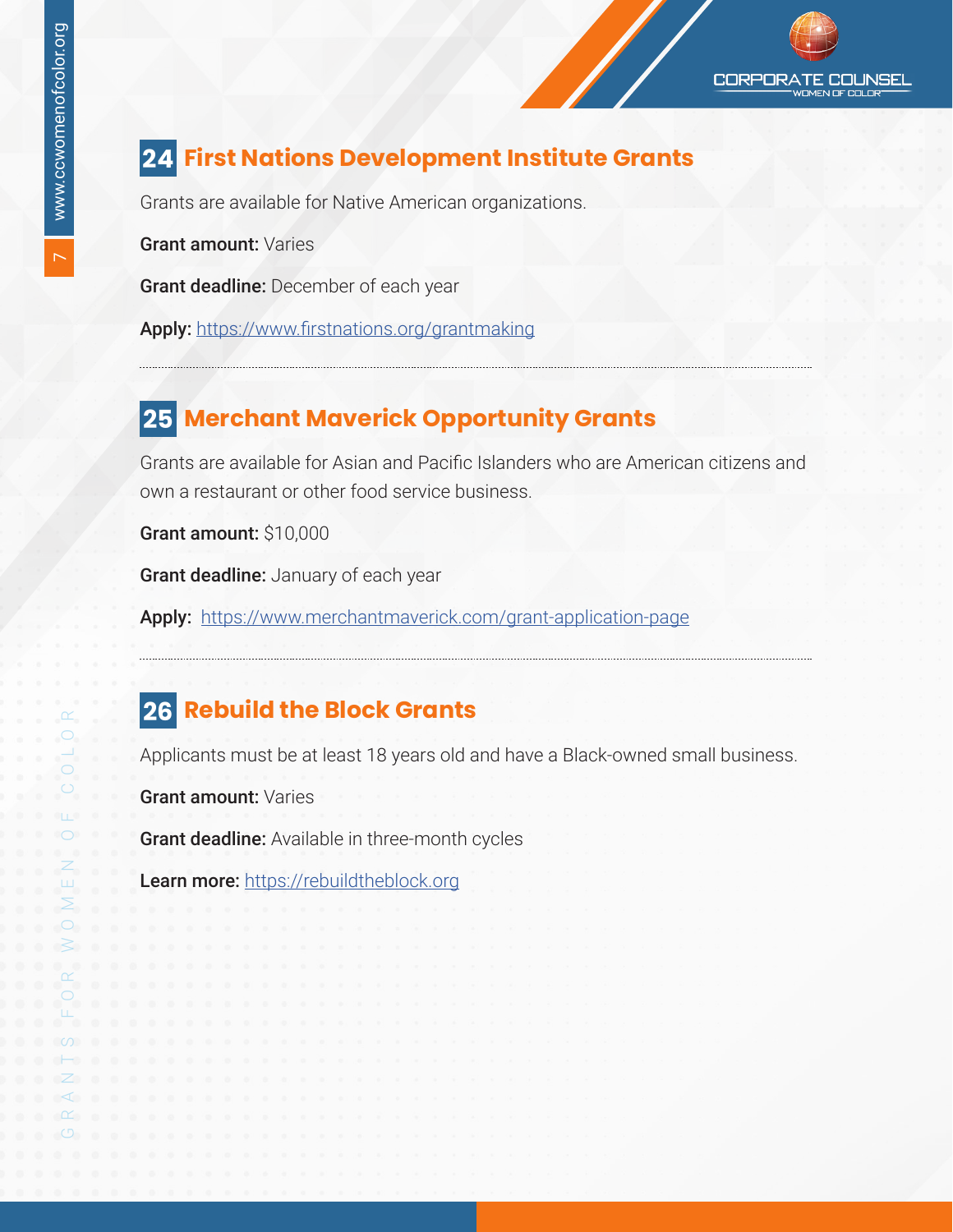## 24 First Nations Development Institute Grants

Grants are available for Native American organizations.

**Grant amount:** Varies

**Grant deadline:** December of each year

**Apply:** https://www.firstnations.org/grantmaking

---

## 25 Merchant Maverick Opportunity Grants

Grants are available for Asian and Pacific Islanders who are American citizens and own a restaurant or other food service business.

**Grant amount:** $10,000

**Grant deadline:** January of each year

**Apply:** https://www.merchantmaverick.com/grant-application-page

---

## 26 Rebuild the Block Grants

Applicants must be at least 18 years old and have a Black-owned small business.

**Grant amount:** Varies

**Grant deadline:** Available in three-month cycles

**Learn more:** https://rebuildtheblock.org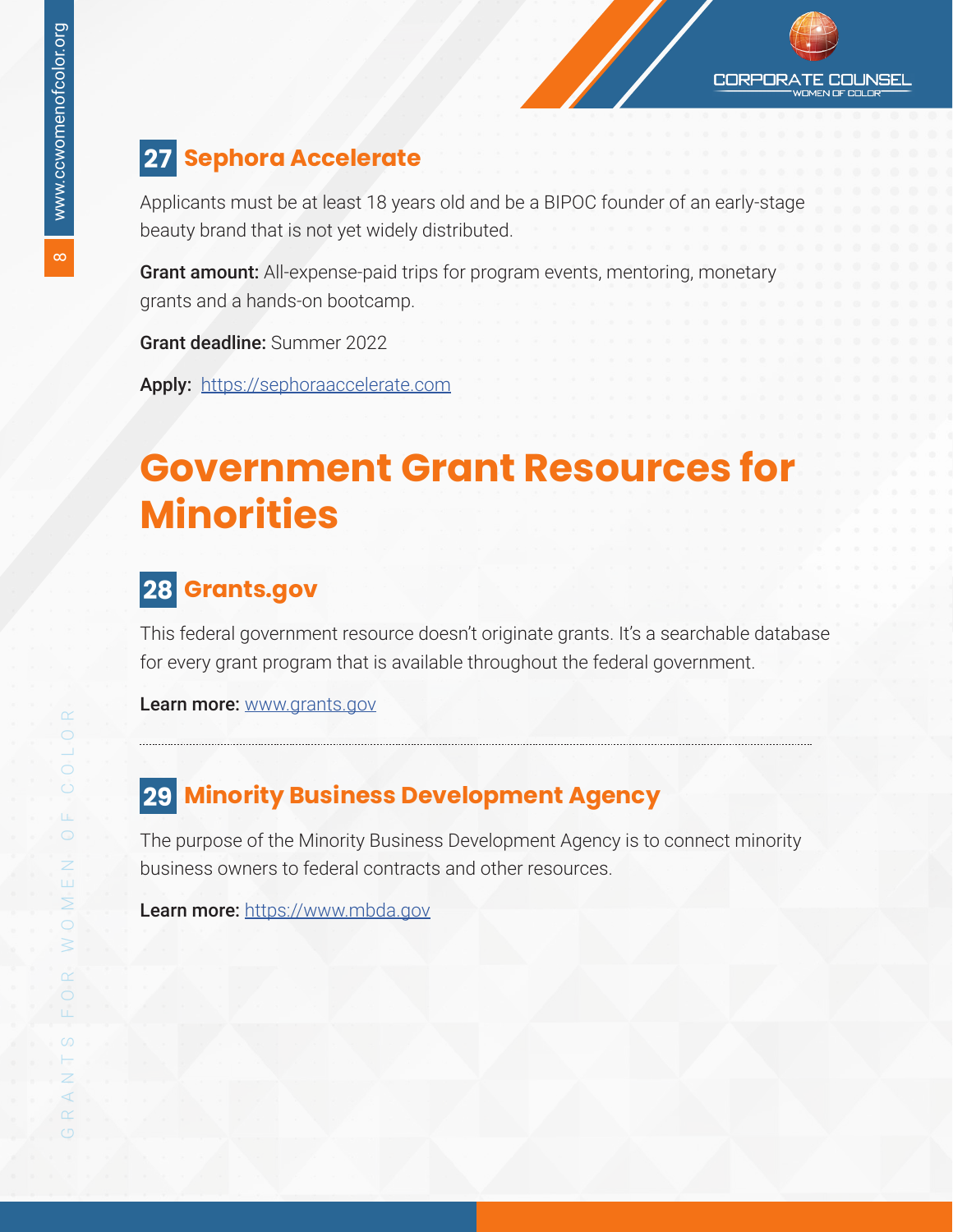### 27 Sephora Accelerate

Applicants must be at least 18 years old and be a BIPOC founder of an early-stage beauty brand that is not yet widely distributed.

**Grant amount:** All-expense-paid trips for program events, mentoring, monetary grants and a hands-on bootcamp.

**Grant deadline:** Summer 2022

**Apply:** https://sephoraaccelerate.com

## Government Grant Resources for Minorities

### 28 Grants.gov

This federal government resource doesn't originate grants. It's a searchable database for every grant program that is available throughout the federal government.

**Learn more:** www.grants.gov

---

### 29 Minority Business Development Agency

The purpose of the Minority Business Development Agency is to connect minority business owners to federal contracts and other resources.

**Learn more:** https://www.mbda.gov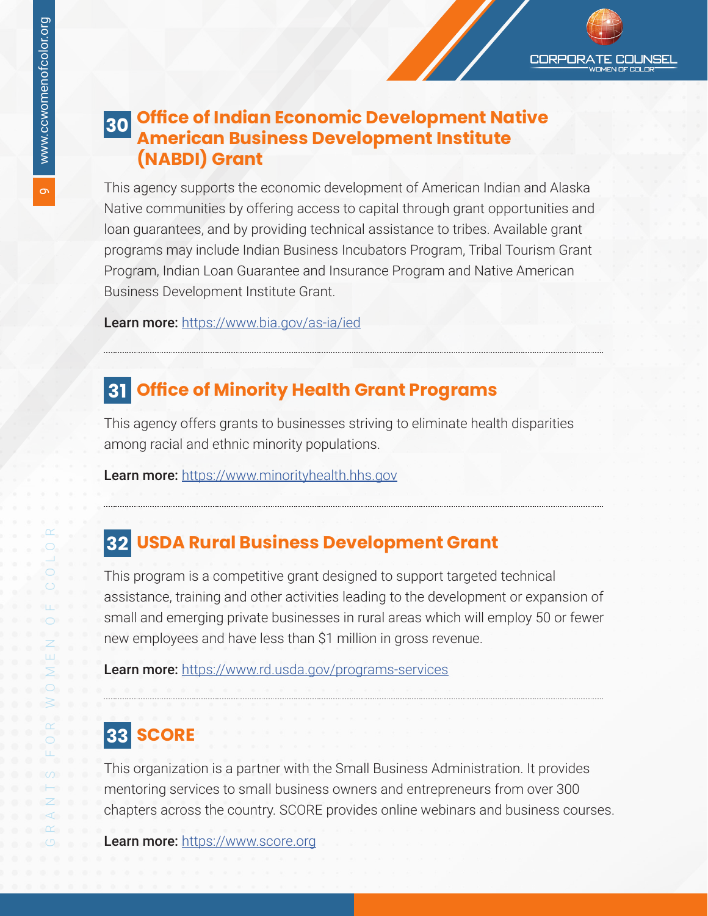## 30 Office of Indian Economic Development Native American Business Development Institute (NABDI) Grant

This agency supports the economic development of American Indian and Alaska Native communities by offering access to capital through grant opportunities and loan guarantees, and by providing technical assistance to tribes. Available grant programs may include Indian Business Incubators Program, Tribal Tourism Grant Program, Indian Loan Guarantee and Insurance Program and Native American Business Development Institute Grant.

**Learn more:** https://www.bia.gov/as-ia/ied

## 31 Office of Minority Health Grant Programs

This agency offers grants to businesses striving to eliminate health disparities among racial and ethnic minority populations.

**Learn more:** https://www.minorityhealth.hhs.gov

## 32 USDA Rural Business Development Grant

This program is a competitive grant designed to support targeted technical assistance, training and other activities leading to the development or expansion of small and emerging private businesses in rural areas which will employ 50 or fewer new employees and have less than $1 million in gross revenue.

**Learn more:** https://www.rd.usda.gov/programs-services

## 33 SCORE

This organization is a partner with the Small Business Administration. It provides mentoring services to small business owners and entrepreneurs from over 300 chapters across the country. SCORE provides online webinars and business courses.

**Learn more:** https://www.score.org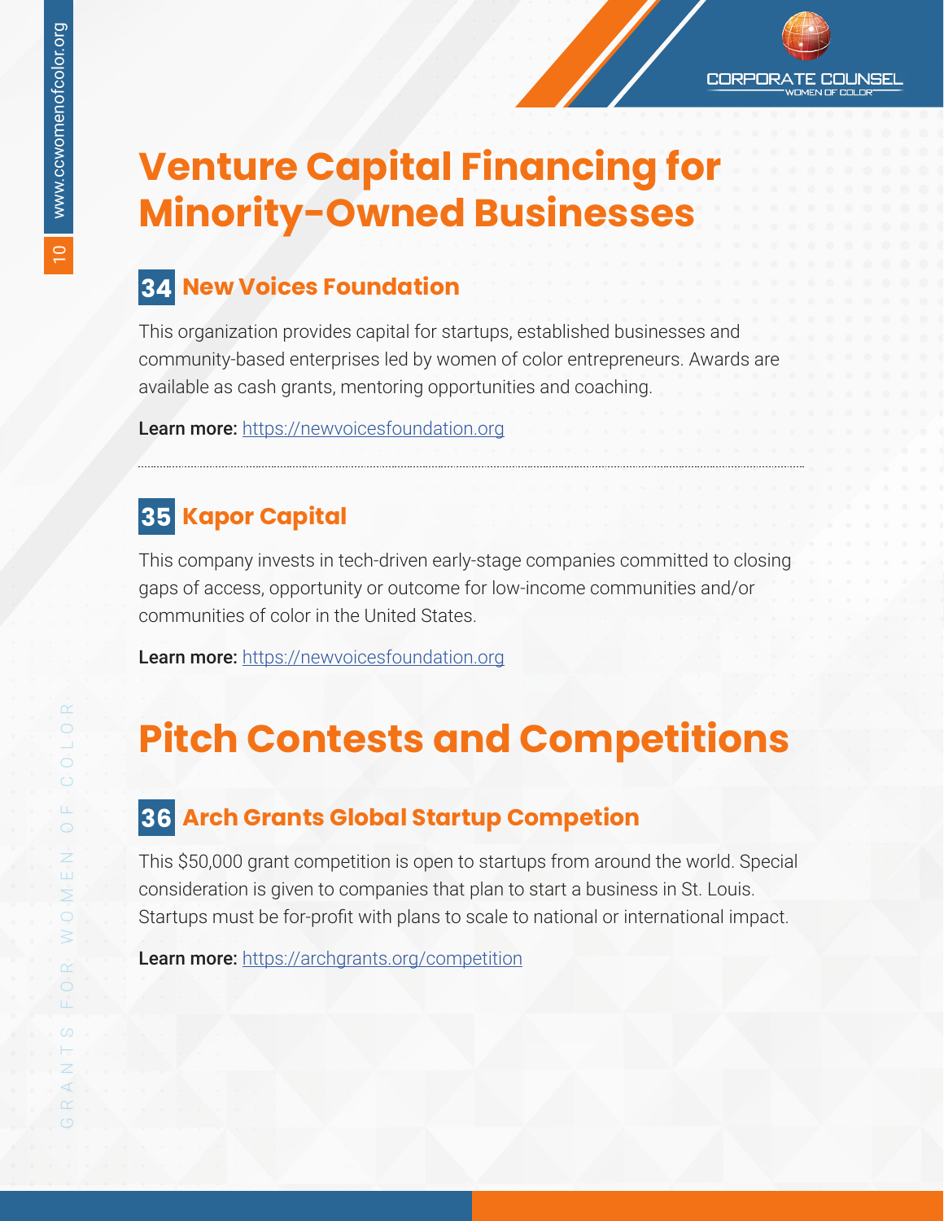# Venture Capital Financing for Minority-Owned Businesses

## 34 New Voices Foundation

This organization provides capital for startups, established businesses and community-based enterprises led by women of color entrepreneurs. Awards are available as cash grants, mentoring opportunities and coaching.

**Learn more:** https://newvoicesfoundation.org

---

## 35 Kapor Capital

This company invests in tech-driven early-stage companies committed to closing gaps of access, opportunity or outcome for low-income communities and/or communities of color in the United States.

**Learn more:** https://newvoicesfoundation.org

# Pitch Contests and Competitions

## 36 Arch Grants Global Startup Competion

This $50,000 grant competition is open to startups from around the world. Special consideration is given to companies that plan to start a business in St. Louis. Startups must be for-profit with plans to scale to national or international impact.

**Learn more:** https://archgrants.org/competition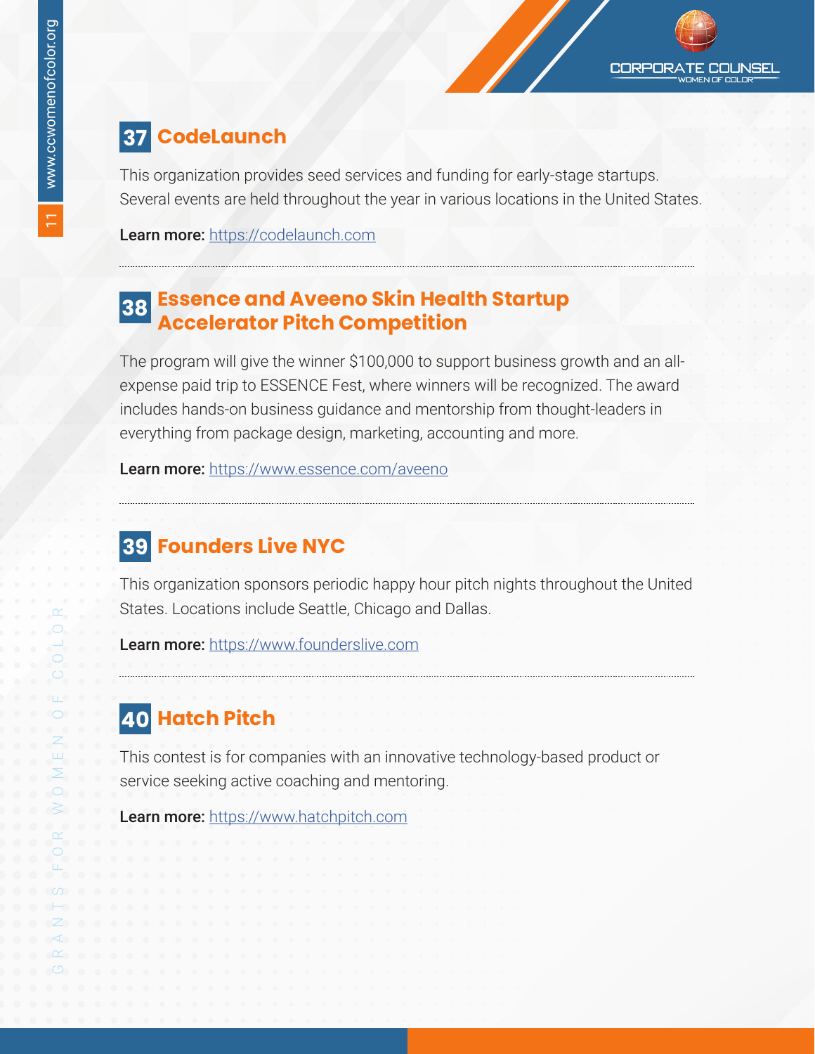## 37 CodeLaunch

This organization provides seed services and funding for early-stage startups. Several events are held throughout the year in various locations in the United States.

**Learn more:** https://codelaunch.com

## 38 Essence and Aveeno Skin Health Startup Accelerator Pitch Competition

The program will give the winner $100,000 to support business growth and an all-expense paid trip to ESSENCE Fest, where winners will be recognized. The award includes hands-on business guidance and mentorship from thought-leaders in everything from package design, marketing, accounting and more.

**Learn more:** https://www.essence.com/aveeno

## 39 Founders Live NYC

This organization sponsors periodic happy hour pitch nights throughout the United States. Locations include Seattle, Chicago and Dallas.

**Learn more:** https://www.founderslive.com

## 40 Hatch Pitch

This contest is for companies with an innovative technology-based product or service seeking active coaching and mentoring.

**Learn more:** https://www.hatchpitch.com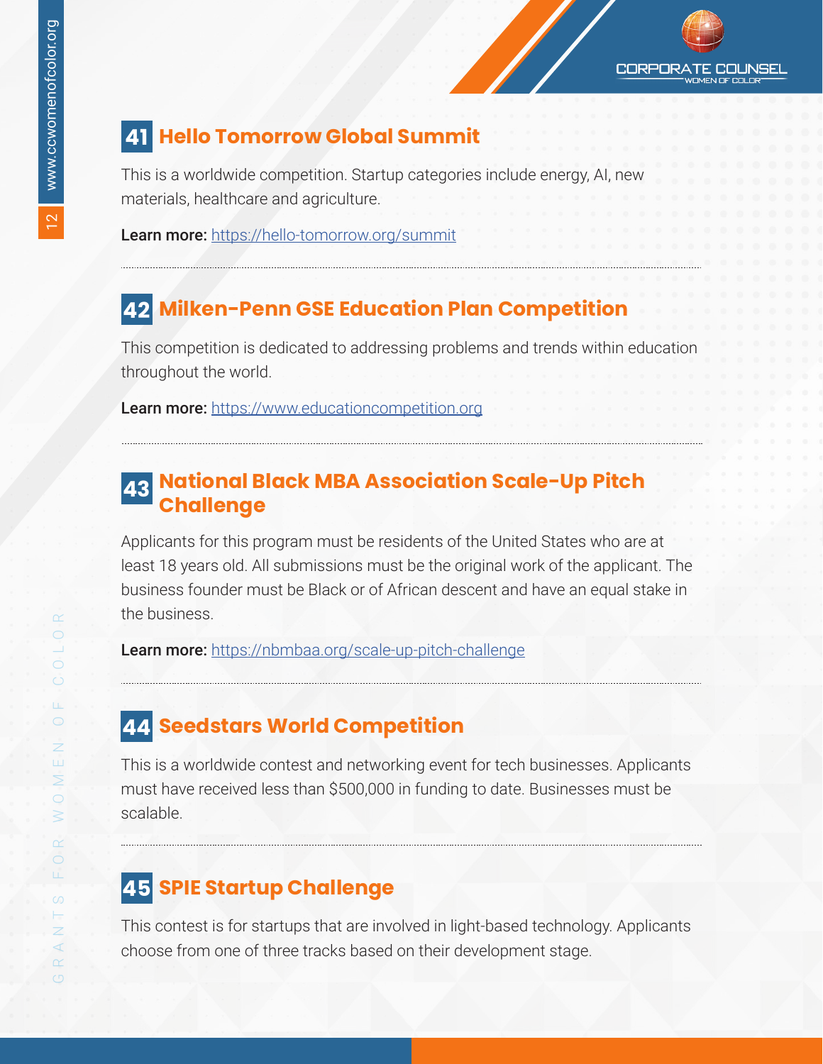## 41 Hello Tomorrow Global Summit

This is a worldwide competition. Startup categories include energy, AI, new materials, healthcare and agriculture.

**Learn more:** https://hello-tomorrow.org/summit

## 42 Milken-Penn GSE Education Plan Competition

This competition is dedicated to addressing problems and trends within education throughout the world.

**Learn more:** https://www.educationcompetition.org

## 43 National Black MBA Association Scale-Up Pitch Challenge

Applicants for this program must be residents of the United States who are at least 18 years old. All submissions must be the original work of the applicant. The business founder must be Black or of African descent and have an equal stake in the business.

**Learn more:** https://nbmbaa.org/scale-up-pitch-challenge

## 44 Seedstars World Competition

This is a worldwide contest and networking event for tech businesses. Applicants must have received less than $500,000 in funding to date. Businesses must be scalable.

## 45 SPIE Startup Challenge

This contest is for startups that are involved in light-based technology. Applicants choose from one of three tracks based on their development stage.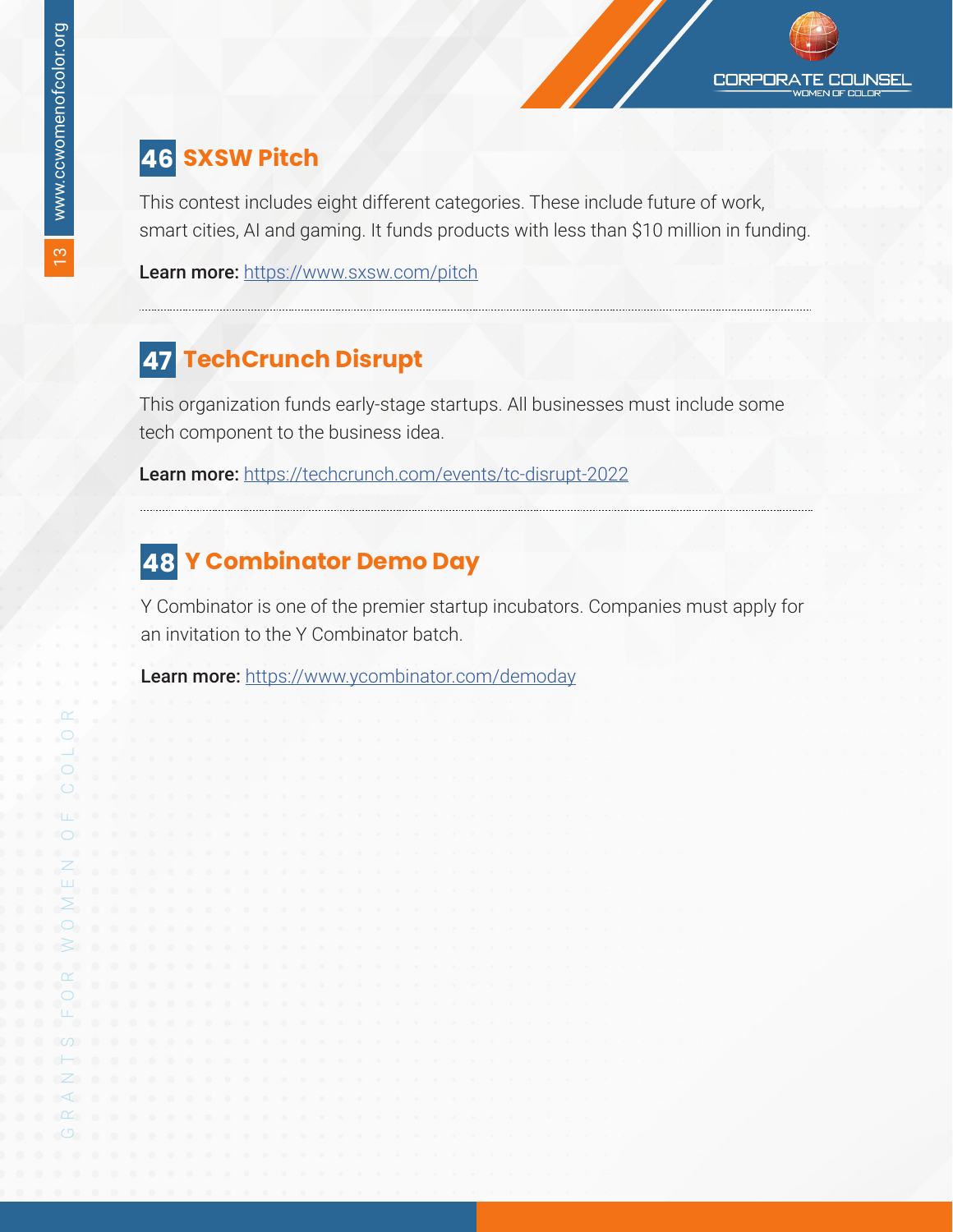## 46 SXSW Pitch

This contest includes eight different categories. These include future of work, smart cities, AI and gaming. It funds products with less than $10 million in funding.

**Learn more:** https://www.sxsw.com/pitch

---

## 47 TechCrunch Disrupt

This organization funds early-stage startups. All businesses must include some tech component to the business idea.

**Learn more:** https://techcrunch.com/events/tc-disrupt-2022

---

## 48 Y Combinator Demo Day

Y Combinator is one of the premier startup incubators. Companies must apply for an invitation to the Y Combinator batch.

**Learn more:** https://www.ycombinator.com/demoday